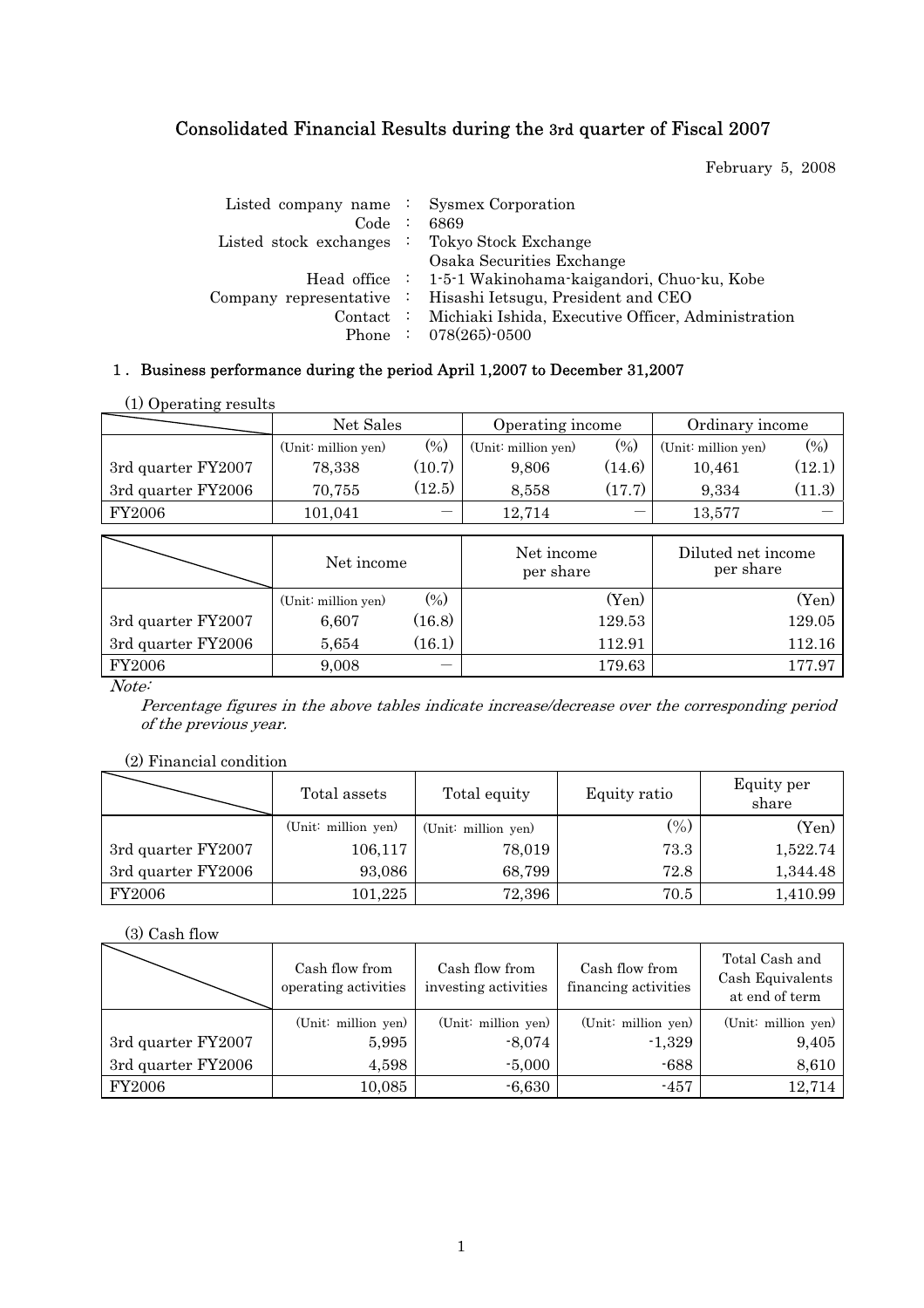# Consolidated Financial Results during the 3rd quarter of Fiscal 2007

February 5, 2008

| | | |
|---|---|---|
| Listed company name | : | Sysmex Corporation |
| Code | : | 6869 |
| Listed stock exchanges | : | Tokyo Stock Exchange<br>Osaka Securities Exchange |
| Head office | : | 1-5-1 Wakinohama-kaigandori, Chuo-ku, Kobe |
| Company representative | : | Hisashi Ietsugu, President and CEO |
| Contact | : | Michiaki Ishida, Executive Officer, Administration |
| Phone | : | 078(265)-0500 |

## 1. Business performance during the period April 1,2007 to December 31,2007

(1) Operating results

| | Net Sales | | Operating income | | Ordinary income | |
|---|---|---|---|---|---|---|
| | (Unit: million yen) | (%) | (Unit: million yen) | (%) | (Unit: million yen) | (%) |
| 3rd quarter FY2007 | 78,338 | (10.7) | 9,806 | (14.6) | 10,461 | (12.1) |
| 3rd quarter FY2006 | 70,755 | (12.5) | 8,558 | (17.7) | 9,334 | (11.3) |
| FY2006 | 101,041 | ― | 12,714 | ― | 13,577 | ― |

| | Net income | | Net income per share | Diluted net income per share |
|---|---|---|---|---|
| | (Unit: million yen) | (%) | (Yen) | (Yen) |
| 3rd quarter FY2007 | 6,607 | (16.8) | 129.53 | 129.05 |
| 3rd quarter FY2006 | 5,654 | (16.1) | 112.91 | 112.16 |
| FY2006 | 9,008 | ― | 179.63 | 177.97 |

*Note:*

*Percentage figures in the above tables indicate increase/decrease over the corresponding period of the previous year.*

(2) Financial condition

| | Total assets | Total equity | Equity ratio | Equity per share |
|---|---|---|---|---|
| | (Unit: million yen) | (Unit: million yen) | (%) | (Yen) |
| 3rd quarter FY2007 | 106,117 | 78,019 | 73.3 | 1,522.74 |
| 3rd quarter FY2006 | 93,086 | 68,799 | 72.8 | 1,344.48 |
| FY2006 | 101,225 | 72,396 | 70.5 | 1,410.99 |

(3) Cash flow

| | Cash flow from operating activities | Cash flow from investing activities | Cash flow from financing activities | Total Cash and Cash Equivalents at end of term |
|---|---|---|---|---|
| | (Unit: million yen) | (Unit: million yen) | (Unit: million yen) | (Unit: million yen) |
| 3rd quarter FY2007 | 5,995 | -8,074 | -1,329 | 9,405 |
| 3rd quarter FY2006 | 4,598 | -5,000 | -688 | 8,610 |
| FY2006 | 10,085 | -6,630 | -457 | 12,714 |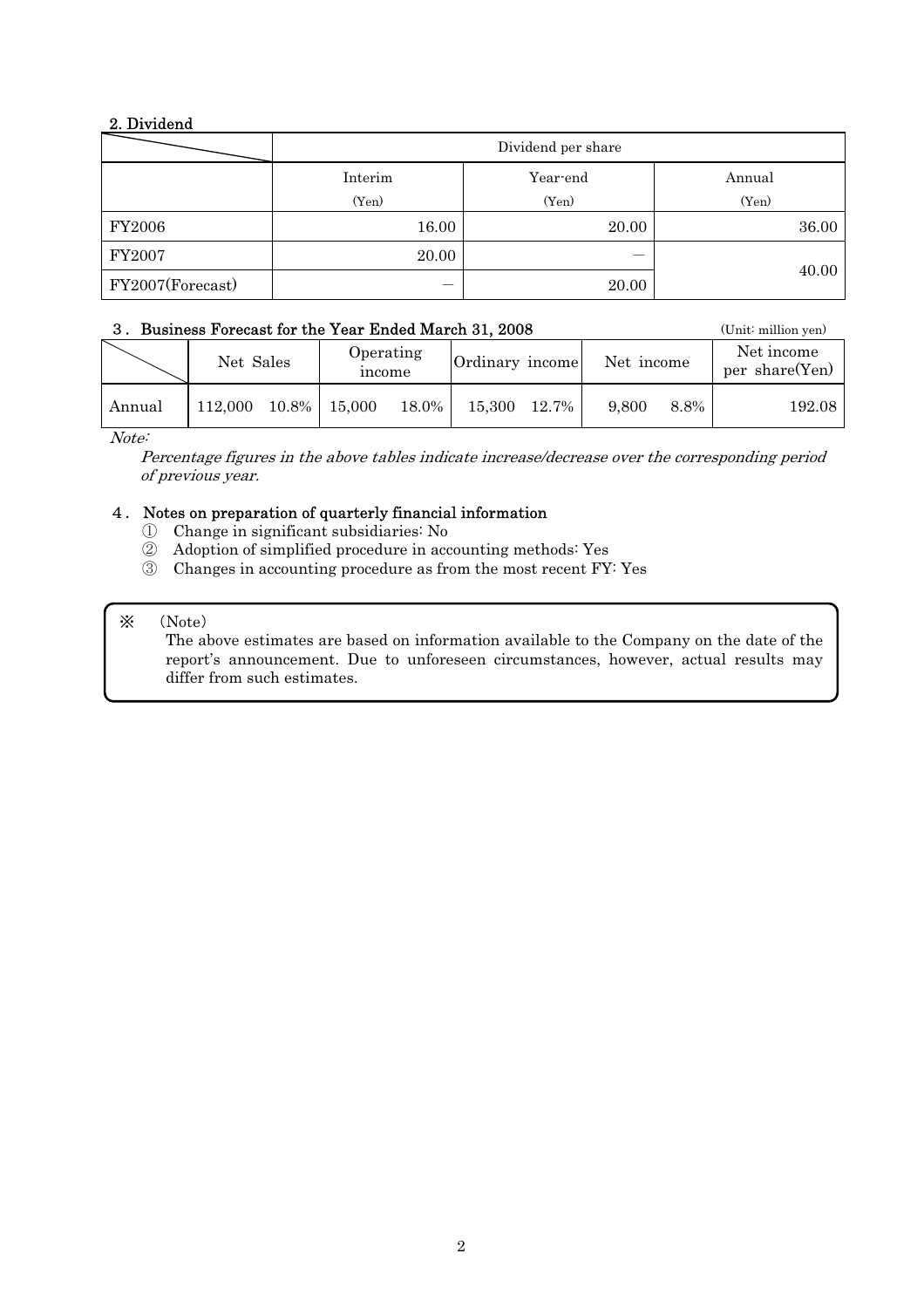## 2. Dividend

| | Dividend per share | | |
|---|---|---|---|
| | Interim (Yen) | Year-end (Yen) | Annual (Yen) |
| FY2006 | 16.00 | 20.00 | 36.00 |
| FY2007 | 20.00 | — | 40.00 |
| FY2007(Forecast) | — | 20.00 | |

## 3. Business Forecast for the Year Ended March 31, 2008

(Unit: million yen)

| | Net Sales | | Operating income | | Ordinary income | | Net income | | Net income per share(Yen) |
|---|---|---|---|---|---|---|---|---|---|
| Annual | 112,000 | 10.8% | 15,000 | 18.0% | 15,300 | 12.7% | 9,800 | 8.8% | 192.08 |

*Note:*

*Percentage figures in the above tables indicate increase/decrease over the corresponding period of previous year.*

## 4. Notes on preparation of quarterly financial information

① Change in significant subsidiaries: No
② Adoption of simplified procedure in accounting methods: Yes
③ Changes in accounting procedure as from the most recent FY: Yes

※ (Note)
The above estimates are based on information available to the Company on the date of the report's announcement. Due to unforeseen circumstances, however, actual results may differ from such estimates.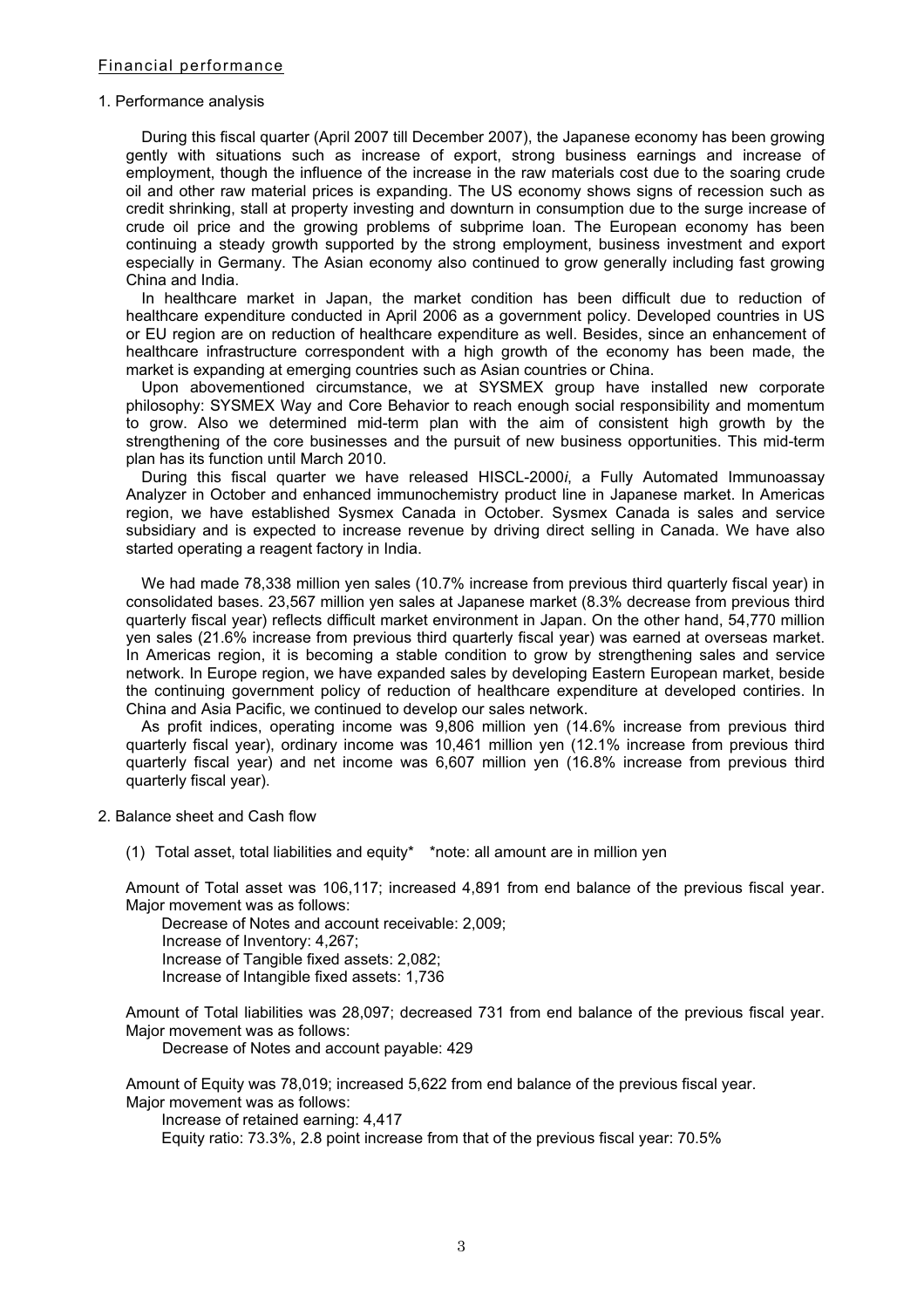## Financial performance

### 1. Performance analysis

During this fiscal quarter (April 2007 till December 2007), the Japanese economy has been growing gently with situations such as increase of export, strong business earnings and increase of employment, though the influence of the increase in the raw materials cost due to the soaring crude oil and other raw material prices is expanding. The US economy shows signs of recession such as credit shrinking, stall at property investing and downturn in consumption due to the surge increase of crude oil price and the growing problems of subprime loan. The European economy has been continuing a steady growth supported by the strong employment, business investment and export especially in Germany. The Asian economy also continued to grow generally including fast growing China and India.

In healthcare market in Japan, the market condition has been difficult due to reduction of healthcare expenditure conducted in April 2006 as a government policy. Developed countries in US or EU region are on reduction of healthcare expenditure as well. Besides, since an enhancement of healthcare infrastructure correspondent with a high growth of the economy has been made, the market is expanding at emerging countries such as Asian countries or China.

Upon abovementioned circumstance, we at SYSMEX group have installed new corporate philosophy: SYSMEX Way and Core Behavior to reach enough social responsibility and momentum to grow. Also we determined mid-term plan with the aim of consistent high growth by the strengthening of the core businesses and the pursuit of new business opportunities. This mid-term plan has its function until March 2010.

During this fiscal quarter we have released HISCL-2000*i*, a Fully Automated Immunoassay Analyzer in October and enhanced immunochemistry product line in Japanese market. In Americas region, we have established Sysmex Canada in October. Sysmex Canada is sales and service subsidiary and is expected to increase revenue by driving direct selling in Canada. We have also started operating a reagent factory in India.

We had made 78,338 million yen sales (10.7% increase from previous third quarterly fiscal year) in consolidated bases. 23,567 million yen sales at Japanese market (8.3% decrease from previous third quarterly fiscal year) reflects difficult market environment in Japan. On the other hand, 54,770 million yen sales (21.6% increase from previous third quarterly fiscal year) was earned at overseas market. In Americas region, it is becoming a stable condition to grow by strengthening sales and service network. In Europe region, we have expanded sales by developing Eastern European market, beside the continuing government policy of reduction of healthcare expenditure at developed contiries. In China and Asia Pacific, we continued to develop our sales network.

As profit indices, operating income was 9,806 million yen (14.6% increase from previous third quarterly fiscal year), ordinary income was 10,461 million yen (12.1% increase from previous third quarterly fiscal year) and net income was 6,607 million yen (16.8% increase from previous third quarterly fiscal year).

### 2. Balance sheet and Cash flow

(1) Total asset, total liabilities and equity* *note: all amount are in million yen

Amount of Total asset was 106,117; increased 4,891 from end balance of the previous fiscal year. Major movement was as follows:

- Decrease of Notes and account receivable: 2,009;
- Increase of Inventory: 4,267;
- Increase of Tangible fixed assets: 2,082;
- Increase of Intangible fixed assets: 1,736

Amount of Total liabilities was 28,097; decreased 731 from end balance of the previous fiscal year. Major movement was as follows:

- Decrease of Notes and account payable: 429

Amount of Equity was 78,019; increased 5,622 from end balance of the previous fiscal year. Major movement was as follows:

- Increase of retained earning: 4,417
- Equity ratio: 73.3%, 2.8 point increase from that of the previous fiscal year: 70.5%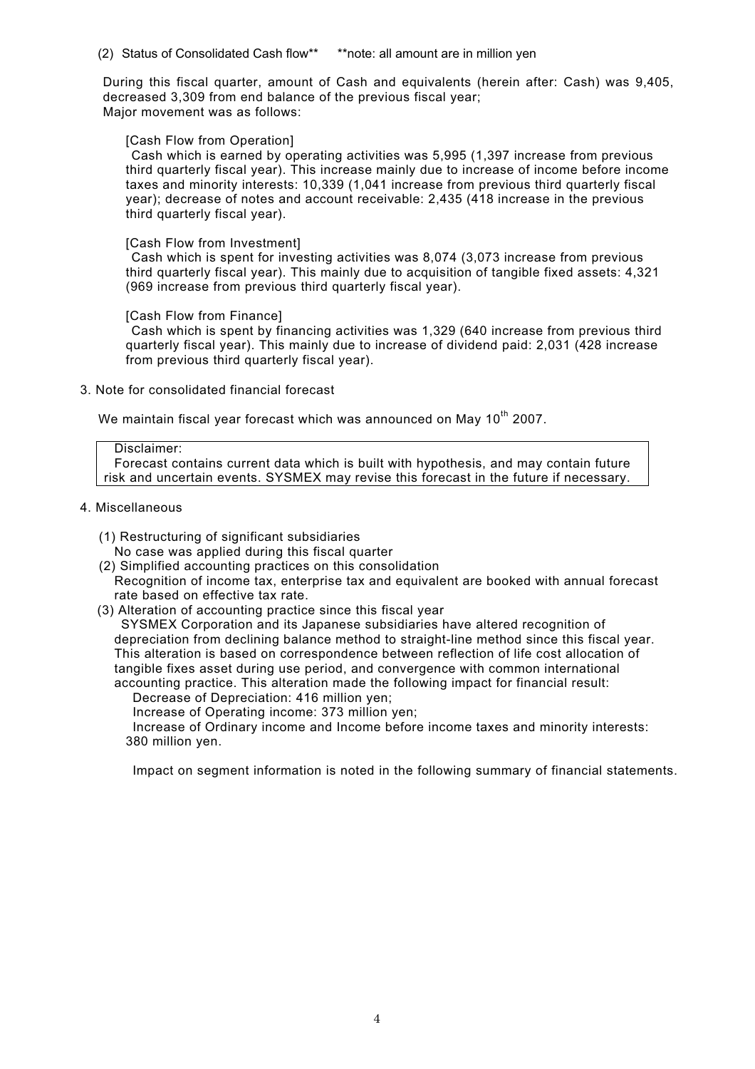(2) Status of Consolidated Cash flow** **note: all amount are in million yen

During this fiscal quarter, amount of Cash and equivalents (herein after: Cash) was 9,405, decreased 3,309 from end balance of the previous fiscal year;
Major movement was as follows:

[Cash Flow from Operation]
Cash which is earned by operating activities was 5,995 (1,397 increase from previous third quarterly fiscal year). This increase mainly due to increase of income before income taxes and minority interests: 10,339 (1,041 increase from previous third quarterly fiscal year); decrease of notes and account receivable: 2,435 (418 increase in the previous third quarterly fiscal year).

[Cash Flow from Investment]
Cash which is spent for investing activities was 8,074 (3,073 increase from previous third quarterly fiscal year). This mainly due to acquisition of tangible fixed assets: 4,321 (969 increase from previous third quarterly fiscal year).

[Cash Flow from Finance]
Cash which is spent by financing activities was 1,329 (640 increase from previous third quarterly fiscal year). This mainly due to increase of dividend paid: 2,031 (428 increase from previous third quarterly fiscal year).

3. Note for consolidated financial forecast

We maintain fiscal year forecast which was announced on May 10th 2007.

> Disclaimer:
> Forecast contains current data which is built with hypothesis, and may contain future risk and uncertain events. SYSMEX may revise this forecast in the future if necessary.

4. Miscellaneous

(1) Restructuring of significant subsidiaries
No case was applied during this fiscal quarter

(2) Simplified accounting practices on this consolidation
Recognition of income tax, enterprise tax and equivalent are booked with annual forecast rate based on effective tax rate.

(3) Alteration of accounting practice since this fiscal year
SYSMEX Corporation and its Japanese subsidiaries have altered recognition of depreciation from declining balance method to straight-line method since this fiscal year. This alteration is based on correspondence between reflection of life cost allocation of tangible fixes asset during use period, and convergence with common international accounting practice. This alteration made the following impact for financial result:
Decrease of Depreciation: 416 million yen;
Increase of Operating income: 373 million yen;
Increase of Ordinary income and Income before income taxes and minority interests: 380 million yen.

Impact on segment information is noted in the following summary of financial statements.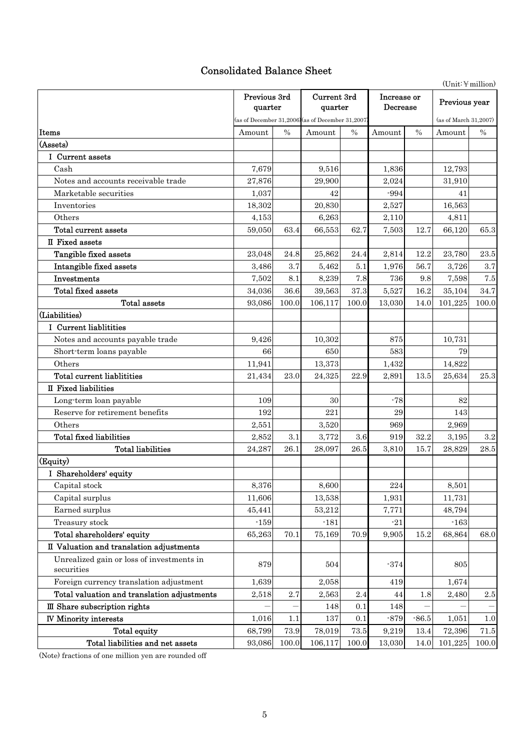# Consolidated Balance Sheet

(Unit:￥million)

| Items | Previous 3rd quarter (as of December 31,2006) | | Current 3rd quarter (as of December 31,2007) | | Increase or Decrease | | Previous year (as of March 31,2007) | |
|---|---|---|---|---|---|---|---|---|
| | Amount | % | Amount | % | Amount | % | Amount | % |
| (Assets) | | | | | | | | |
| I Current assets | | | | | | | | |
| Cash | 7,679 | | 9,516 | | 1,836 | | 12,793 | |
| Notes and accounts receivable trade | 27,876 | | 29,900 | | 2,024 | | 31,910 | |
| Marketable securities | 1,037 | | 42 | | -994 | | 41 | |
| Inventories | 18,302 | | 20,830 | | 2,527 | | 16,563 | |
| Others | 4,153 | | 6,263 | | 2,110 | | 4,811 | |
| **Total current assets** | 59,050 | 63.4 | 66,553 | 62.7 | 7,503 | 12.7 | 66,120 | 65.3 |
| II Fixed assets | | | | | | | | |
| **Tangible fixed assets** | 23,048 | 24.8 | 25,862 | 24.4 | 2,814 | 12.2 | 23,780 | 23.5 |
| **Intangible fixed assets** | 3,486 | 3.7 | 5,462 | 5.1 | 1,976 | 56.7 | 3,726 | 3.7 |
| **Investments** | 7,502 | 8.1 | 8,239 | 7.8 | 736 | 9.8 | 7,598 | 7.5 |
| **Total fixed assets** | 34,036 | 36.6 | 39,563 | 37.3 | 5,527 | 16.2 | 35,104 | 34.7 |
| **Total assets** | 93,086 | 100.0 | 106,117 | 100.0 | 13,030 | 14.0 | 101,225 | 100.0 |
| (Liabilities) | | | | | | | | |
| I Current liablitities | | | | | | | | |
| Notes and accounts payable trade | 9,426 | | 10,302 | | 875 | | 10,731 | |
| Short-term loans payable | 66 | | 650 | | 583 | | 79 | |
| Others | 11,941 | | 13,373 | | 1,432 | | 14,822 | |
| **Total current liablitities** | 21,434 | 23.0 | 24,325 | 22.9 | 2,891 | 13.5 | 25,634 | 25.3 |
| II Fixed liabilities | | | | | | | | |
| Long-term loan payable | 109 | | 30 | | -78 | | 82 | |
| Reserve for retirement benefits | 192 | | 221 | | 29 | | 143 | |
| Others | 2,551 | | 3,520 | | 969 | | 2,969 | |
| **Total fixed liabilities** | 2,852 | 3.1 | 3,772 | 3.6 | 919 | 32.2 | 3,195 | 3.2 |
| **Total liabilities** | 24,287 | 26.1 | 28,097 | 26.5 | 3,810 | 15.7 | 28,829 | 28.5 |
| (Equity) | | | | | | | | |
| I Shareholders' equity | | | | | | | | |
| Capital stock | 8,376 | | 8,600 | | 224 | | 8,501 | |
| Capital surplus | 11,606 | | 13,538 | | 1,931 | | 11,731 | |
| Earned surplus | 45,441 | | 53,212 | | 7,771 | | 48,794 | |
| Treasury stock | -159 | | -181 | | -21 | | -163 | |
| **Total shareholders' equity** | 65,263 | 70.1 | 75,169 | 70.9 | 9,905 | 15.2 | 68,864 | 68.0 |
| II Valuation and translation adjustments | | | | | | | | |
| Unrealized gain or loss of investments in securities | 879 | | 504 | | -374 | | 805 | |
| Foreign currency translation adjustment | 1,639 | | 2,058 | | 419 | | 1,674 | |
| **Total valuation and translation adjustments** | 2,518 | 2.7 | 2,563 | 2.4 | 44 | 1.8 | 2,480 | 2.5 |
| III Share subscription rights | — | — | 148 | 0.1 | 148 | — | — | — |
| IV Minority interests | 1,016 | 1.1 | 137 | 0.1 | -879 | -86.5 | 1,051 | 1.0 |
| **Total equity** | 68,799 | 73.9 | 78,019 | 73.5 | 9,219 | 13.4 | 72,396 | 71.5 |
| **Total liabilities and net assets** | 93,086 | 100.0 | 106,117 | 100.0 | 13,030 | 14.0 | 101,225 | 100.0 |

(Note) fractions of one million yen are rounded off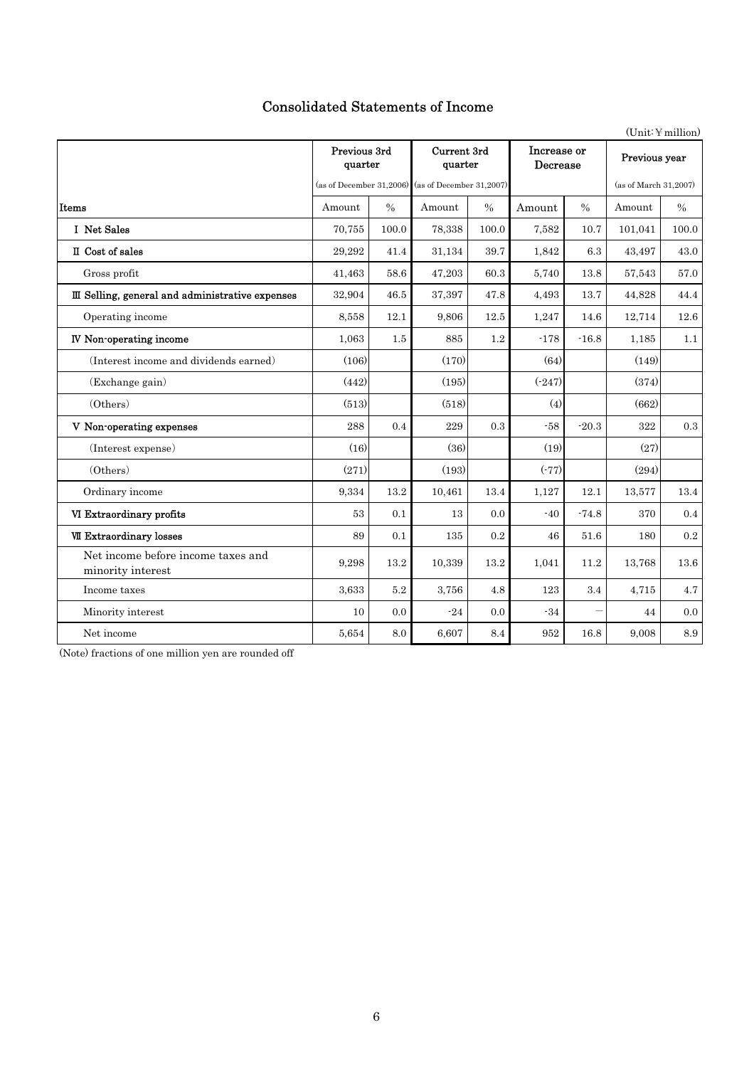# Consolidated Statements of Income

(Unit:￥million)

| Items | Previous 3rd quarter (as of December 31,2006) | | Current 3rd quarter (as of December 31,2007) | | Increase or Decrease | | Previous year (as of March 31,2007) | |
|---|---|---|---|---|---|---|---|---|
| | Amount | % | Amount | % | Amount | % | Amount | % |
| Ⅰ Net Sales | 70,755 | 100.0 | 78,338 | 100.0 | 7,582 | 10.7 | 101,041 | 100.0 |
| Ⅱ Cost of sales | 29,292 | 41.4 | 31,134 | 39.7 | 1,842 | 6.3 | 43,497 | 43.0 |
| Gross profit | 41,463 | 58.6 | 47,203 | 60.3 | 5,740 | 13.8 | 57,543 | 57.0 |
| Ⅲ Selling, general and administrative expenses | 32,904 | 46.5 | 37,397 | 47.8 | 4,493 | 13.7 | 44,828 | 44.4 |
| Operating income | 8,558 | 12.1 | 9,806 | 12.5 | 1,247 | 14.6 | 12,714 | 12.6 |
| Ⅳ Non-operating income | 1,063 | 1.5 | 885 | 1.2 | -178 | -16.8 | 1,185 | 1.1 |
| (Interest income and dividends earned) | (106) | | (170) | | (64) | | (149) | |
| (Exchange gain) | (442) | | (195) | | (-247) | | (374) | |
| (Others) | (513) | | (518) | | (4) | | (662) | |
| Ⅴ Non-operating expenses | 288 | 0.4 | 229 | 0.3 | -58 | -20.3 | 322 | 0.3 |
| (Interest expense) | (16) | | (36) | | (19) | | (27) | |
| (Others) | (271) | | (193) | | (-77) | | (294) | |
| Ordinary income | 9,334 | 13.2 | 10,461 | 13.4 | 1,127 | 12.1 | 13,577 | 13.4 |
| Ⅵ Extraordinary profits | 53 | 0.1 | 13 | 0.0 | -40 | -74.8 | 370 | 0.4 |
| Ⅶ Extraordinary losses | 89 | 0.1 | 135 | 0.2 | 46 | 51.6 | 180 | 0.2 |
| Net income before income taxes and minority interest | 9,298 | 13.2 | 10,339 | 13.2 | 1,041 | 11.2 | 13,768 | 13.6 |
| Income taxes | 3,633 | 5.2 | 3,756 | 4.8 | 123 | 3.4 | 4,715 | 4.7 |
| Minority interest | 10 | 0.0 | -24 | 0.0 | -34 | ― | 44 | 0.0 |
| Net income | 5,654 | 8.0 | 6,607 | 8.4 | 952 | 16.8 | 9,008 | 8.9 |

(Note) fractions of one million yen are rounded off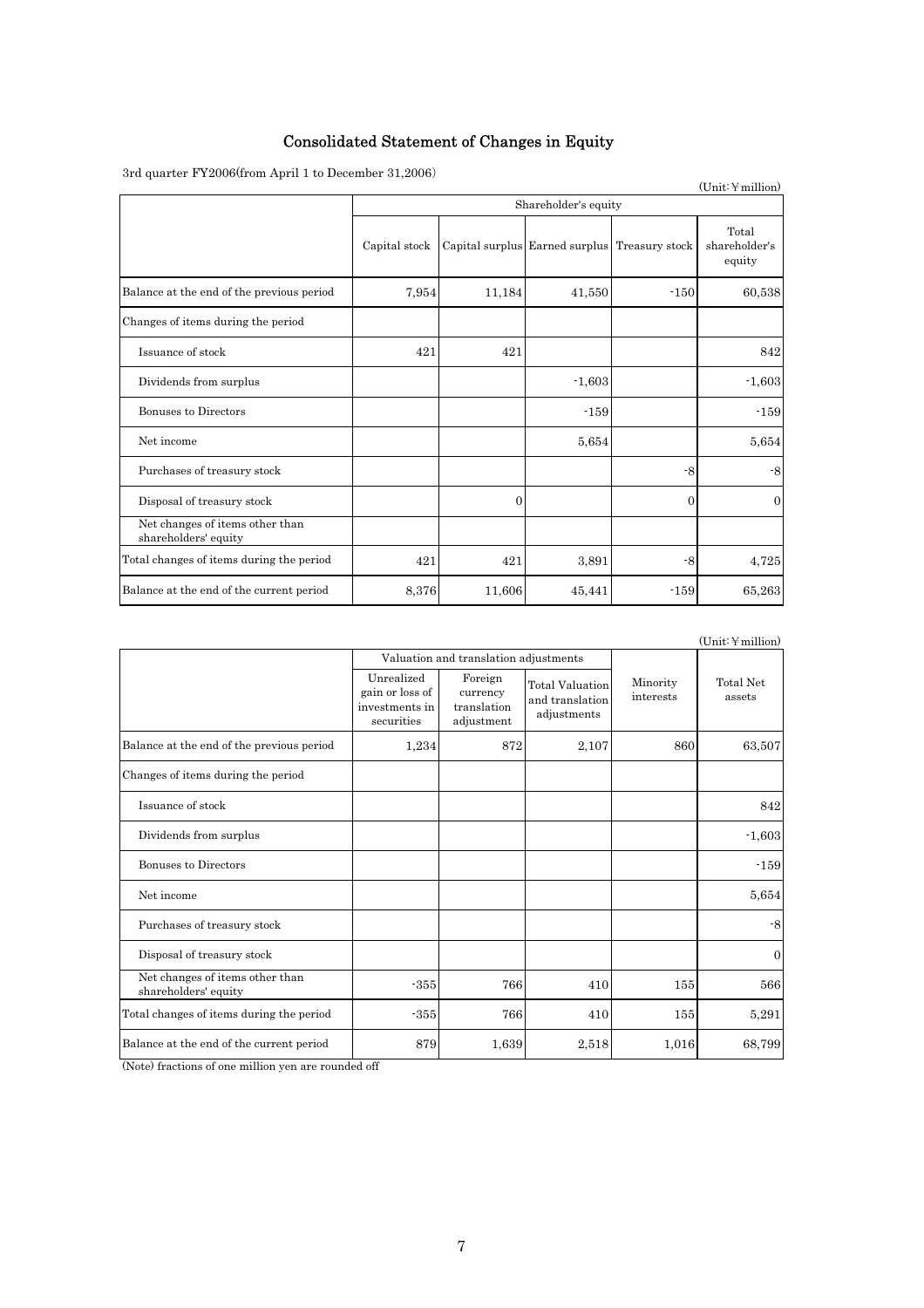# Consolidated Statement of Changes in Equity

3rd quarter FY2006(from April 1 to December 31,2006)

(Unit:￥million)

| | Shareholder's equity | | | | |
|---|---|---|---|---|---|
| | Capital stock | Capital surplus | Earned surplus | Treasury stock | Total shareholder's equity |
| Balance at the end of the previous period | 7,954 | 11,184 | 41,550 | -150 | 60,538 |
| Changes of items during the period | | | | | |
| Issuance of stock | 421 | 421 | | | 842 |
| Dividends from surplus | | | -1,603 | | -1,603 |
| Bonuses to Directors | | | -159 | | -159 |
| Net income | | | 5,654 | | 5,654 |
| Purchases of treasury stock | | | | -8 | -8 |
| Disposal of treasury stock | | 0 | | 0 | 0 |
| Net changes of items other than shareholders' equity | | | | | |
| Total changes of items during the period | 421 | 421 | 3,891 | -8 | 4,725 |
| Balance at the end of the current period | 8,376 | 11,606 | 45,441 | -159 | 65,263 |

(Unit:￥million)

| | Valuation and translation adjustments | | | Minority interests | Total Net assets |
|---|---|---|---|---|---|
| | Unrealized gain or loss of investments in securities | Foreign currency translation adjustment | Total Valuation and translation adjustments | | |
| Balance at the end of the previous period | 1,234 | 872 | 2,107 | 860 | 63,507 |
| Changes of items during the period | | | | | |
| Issuance of stock | | | | | 842 |
| Dividends from surplus | | | | | -1,603 |
| Bonuses to Directors | | | | | -159 |
| Net income | | | | | 5,654 |
| Purchases of treasury stock | | | | | -8 |
| Disposal of treasury stock | | | | | 0 |
| Net changes of items other than shareholders' equity | -355 | 766 | 410 | 155 | 566 |
| Total changes of items during the period | -355 | 766 | 410 | 155 | 5,291 |
| Balance at the end of the current period | 879 | 1,639 | 2,518 | 1,016 | 68,799 |

(Note) fractions of one million yen are rounded off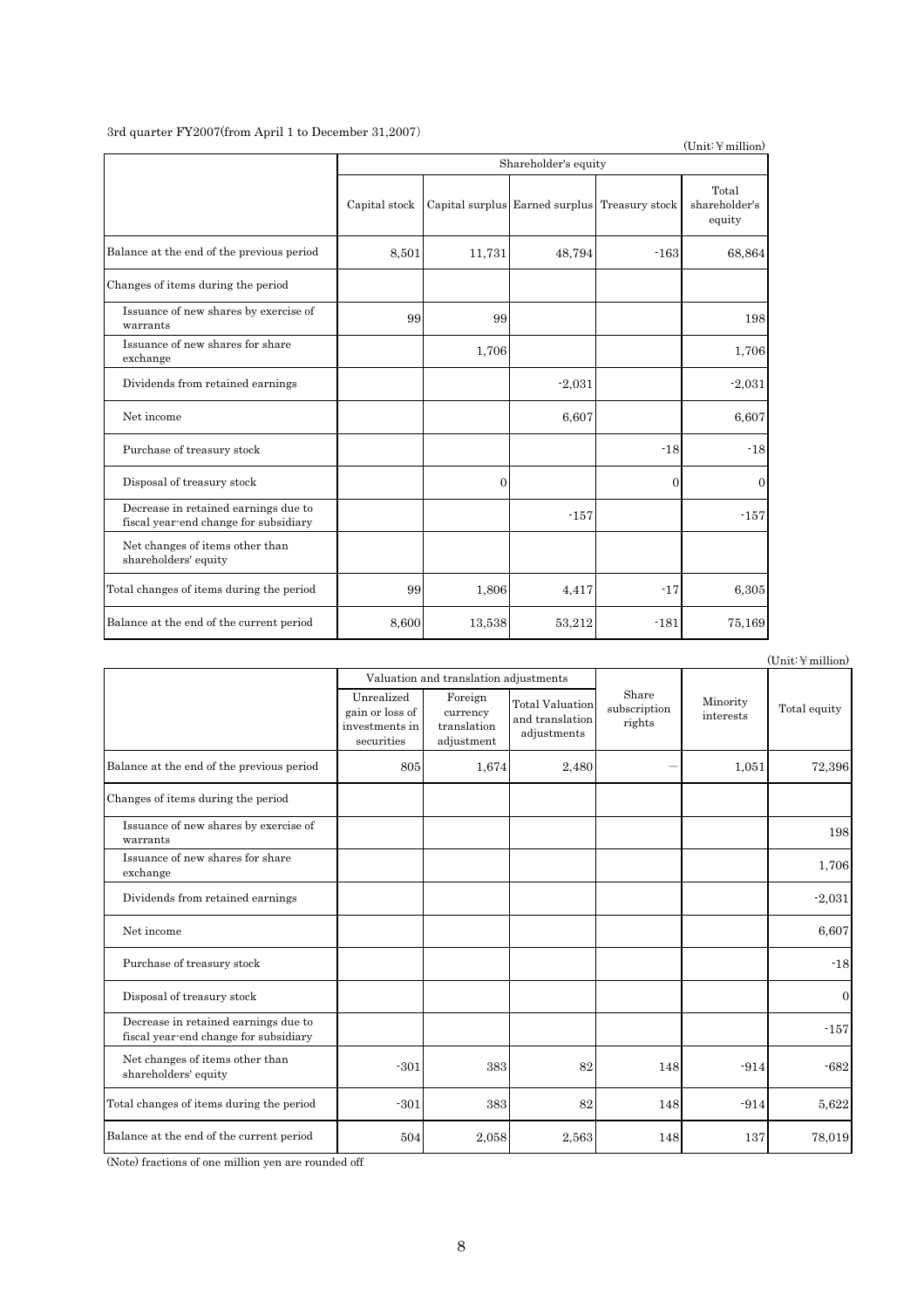3rd quarter FY2007(from April 1 to December 31,2007)

(Unit:￥million)

| | Shareholder's equity | | | | |
|---|---|---|---|---|---|
| | Capital stock | Capital surplus | Earned surplus | Treasury stock | Total shareholder's equity |
| Balance at the end of the previous period | 8,501 | 11,731 | 48,794 | -163 | 68,864 |
| Changes of items during the period | | | | | |
| Issuance of new shares by exercise of warrants | 99 | 99 | | | 198 |
| Issuance of new shares for share exchange | | 1,706 | | | 1,706 |
| Dividends from retained earnings | | | -2,031 | | -2,031 |
| Net income | | | 6,607 | | 6,607 |
| Purchase of treasury stock | | | | -18 | -18 |
| Disposal of treasury stock | | 0 | | 0 | 0 |
| Decrease in retained earnings due to fiscal year-end change for subsidiary | | | -157 | | -157 |
| Net changes of items other than shareholders' equity | | | | | |
| Total changes of items during the period | 99 | 1,806 | 4,417 | -17 | 6,305 |
| Balance at the end of the current period | 8,600 | 13,538 | 53,212 | -181 | 75,169 |

(Unit:￥million)

| | Valuation and translation adjustments | | | Share subscription rights | Minority interests | Total equity |
|---|---|---|---|---|---|---|
| | Unrealized gain or loss of investments in securities | Foreign currency translation adjustment | Total Valuation and translation adjustments | | | |
| Balance at the end of the previous period | 805 | 1,674 | 2,480 | — | 1,051 | 72,396 |
| Changes of items during the period | | | | | | |
| Issuance of new shares by exercise of warrants | | | | | | 198 |
| Issuance of new shares for share exchange | | | | | | 1,706 |
| Dividends from retained earnings | | | | | | -2,031 |
| Net income | | | | | | 6,607 |
| Purchase of treasury stock | | | | | | -18 |
| Disposal of treasury stock | | | | | | 0 |
| Decrease in retained earnings due to fiscal year-end change for subsidiary | | | | | | -157 |
| Net changes of items other than shareholders' equity | -301 | 383 | 82 | 148 | -914 | -682 |
| Total changes of items during the period | -301 | 383 | 82 | 148 | -914 | 5,622 |
| Balance at the end of the current period | 504 | 2,058 | 2,563 | 148 | 137 | 78,019 |

(Note) fractions of one million yen are rounded off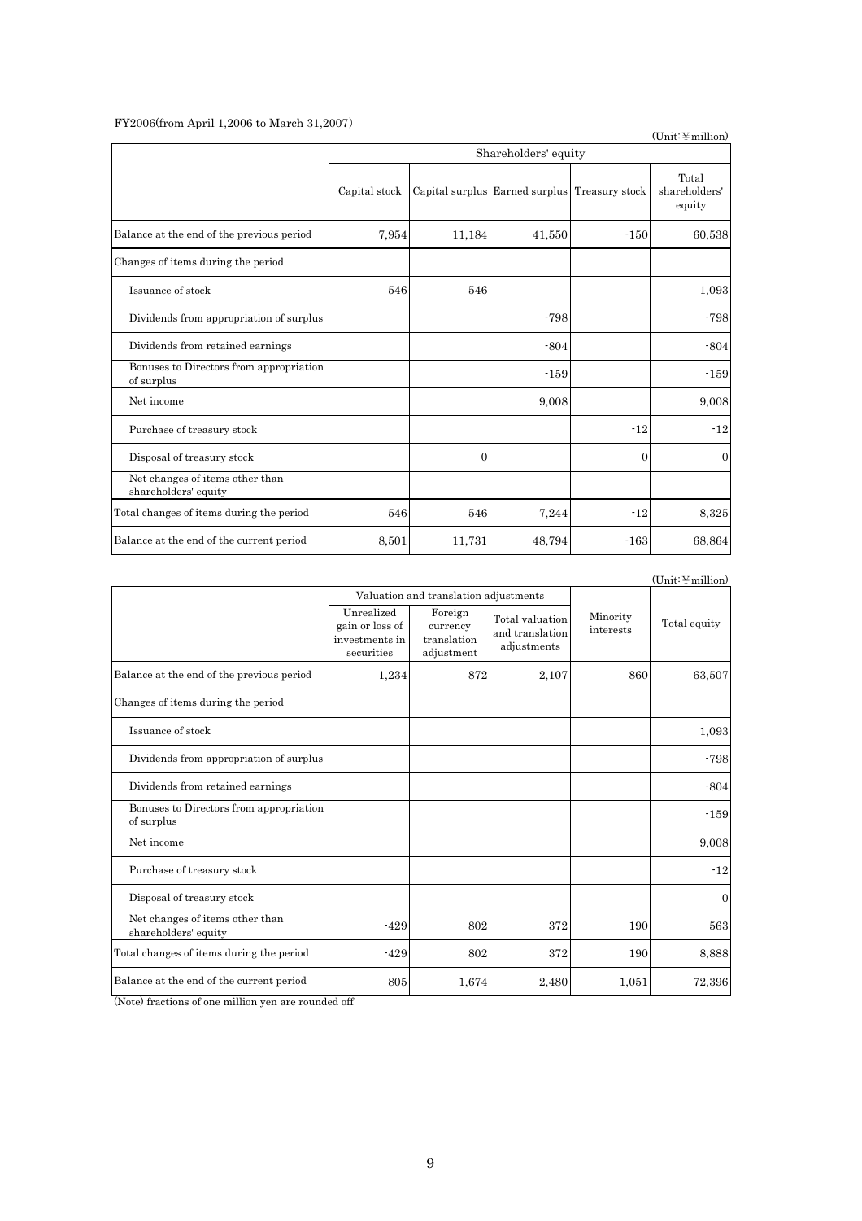FY2006(from April 1,2006 to March 31,2007)

(Unit:¥million)

| | Shareholders' equity | | | | |
|---|---|---|---|---|---|
| | Capital stock | Capital surplus | Earned surplus | Treasury stock | Total shareholders' equity |
| Balance at the end of the previous period | 7,954 | 11,184 | 41,550 | -150 | 60,538 |
| Changes of items during the period | | | | | |
| Issuance of stock | 546 | 546 | | | 1,093 |
| Dividends from appropriation of surplus | | | -798 | | -798 |
| Dividends from retained earnings | | | -804 | | -804 |
| Bonuses to Directors from appropriation of surplus | | | -159 | | -159 |
| Net income | | | 9,008 | | 9,008 |
| Purchase of treasury stock | | | | -12 | -12 |
| Disposal of treasury stock | | 0 | | 0 | 0 |
| Net changes of items other than shareholders' equity | | | | | |
| Total changes of items during the period | 546 | 546 | 7,244 | -12 | 8,325 |
| Balance at the end of the current period | 8,501 | 11,731 | 48,794 | -163 | 68,864 |

(Unit:¥million)

| | Valuation and translation adjustments | | | Minority interests | Total equity |
|---|---|---|---|---|---|
| | Unrealized gain or loss of investments in securities | Foreign currency translation adjustment | Total valuation and translation adjustments | | |
| Balance at the end of the previous period | 1,234 | 872 | 2,107 | 860 | 63,507 |
| Changes of items during the period | | | | | |
| Issuance of stock | | | | | 1,093 |
| Dividends from appropriation of surplus | | | | | -798 |
| Dividends from retained earnings | | | | | -804 |
| Bonuses to Directors from appropriation of surplus | | | | | -159 |
| Net income | | | | | 9,008 |
| Purchase of treasury stock | | | | | -12 |
| Disposal of treasury stock | | | | | 0 |
| Net changes of items other than shareholders' equity | -429 | 802 | 372 | 190 | 563 |
| Total changes of items during the period | -429 | 802 | 372 | 190 | 8,888 |
| Balance at the end of the current period | 805 | 1,674 | 2,480 | 1,051 | 72,396 |

(Note) fractions of one million yen are rounded off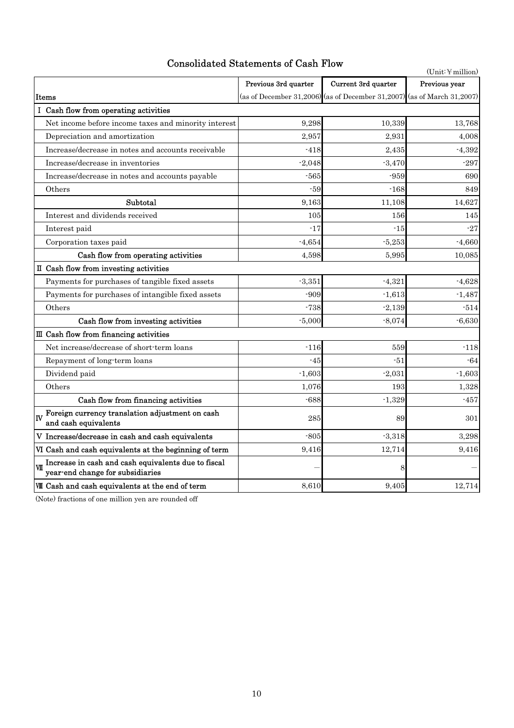## Consolidated Statements of Cash Flow

(Unit:￥million)

| Items | Previous 3rd quarter (as of December 31,2006) | Current 3rd quarter (as of December 31,2007) | Previous year (as of March 31,2007) |
|---|---|---|---|
| Ⅰ Cash flow from operating activities | | | |
| Net income before income taxes and minority interest | 9,298 | 10,339 | 13,768 |
| Depreciation and amortization | 2,957 | 2,931 | 4,008 |
| Increase/decrease in notes and accounts receivable | -418 | 2,435 | -4,392 |
| Increase/decrease in inventories | -2,048 | -3,470 | -297 |
| Increase/decrease in notes and accounts payable | -565 | -959 | 690 |
| Others | -59 | -168 | 849 |
| Subtotal | 9,163 | 11,108 | 14,627 |
| Interest and dividends received | 105 | 156 | 145 |
| Interest paid | -17 | -15 | -27 |
| Corporation taxes paid | -4,654 | -5,253 | -4,660 |
| Cash flow from operating activities | 4,598 | 5,995 | 10,085 |
| Ⅱ Cash flow from investing activities | | | |
| Payments for purchases of tangible fixed assets | -3,351 | -4,321 | -4,628 |
| Payments for purchases of intangible fixed assets | -909 | -1,613 | -1,487 |
| Others | -738 | -2,139 | -514 |
| Cash flow from investing activities | -5,000 | -8,074 | -6,630 |
| Ⅲ Cash flow from financing activities | | | |
| Net increase/decrease of short-term loans | -116 | 559 | -118 |
| Repayment of long-term loans | -45 | -51 | -64 |
| Dividend paid | -1,603 | -2,031 | -1,603 |
| Others | 1,076 | 193 | 1,328 |
| Cash flow from financing activities | -688 | -1,329 | -457 |
| Ⅳ Foreign currency translation adjustment on cash and cash equivalents | 285 | 89 | 301 |
| Ⅴ Increase/decrease in cash and cash equivalents | -805 | -3,318 | 3,298 |
| Ⅵ Cash and cash equivalents at the beginning of term | 9,416 | 12,714 | 9,416 |
| Ⅶ Increase in cash and cash equivalents due to fiscal year-end change for subsidiaries | — | 8 | — |
| Ⅷ Cash and cash equivalents at the end of term | 8,610 | 9,405 | 12,714 |

(Note) fractions of one million yen are rounded off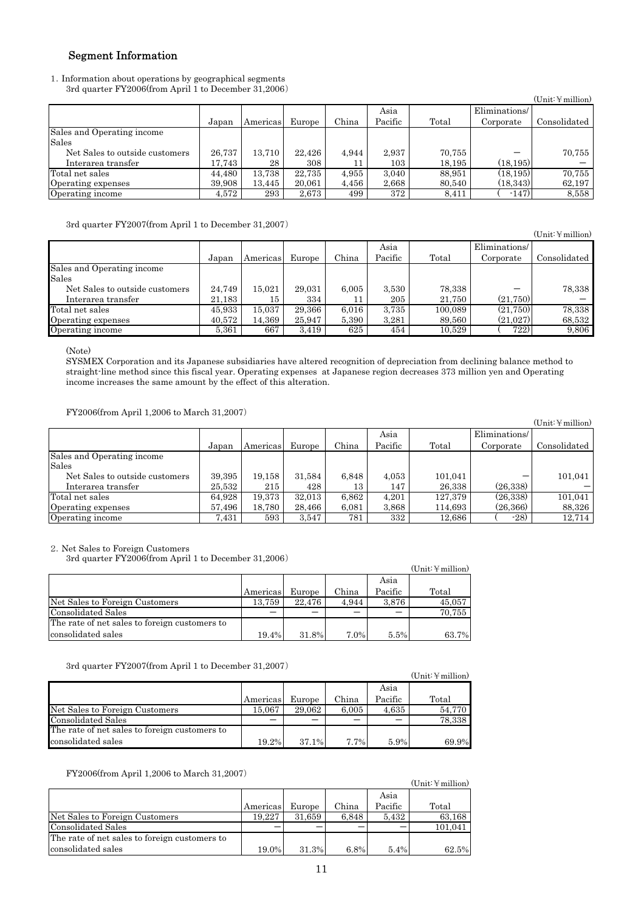## Segment Information

1. Information about operations by geographical segments

3rd quarter FY2006(from April 1 to December 31,2006)

(Unit:￥million)

| | Japan | Americas | Europe | China | Asia Pacific | Total | Eliminations/ Corporate | Consolidated |
|---|---|---|---|---|---|---|---|---|
| Sales and Operating income | | | | | | | | |
| Sales | | | | | | | | |
| Net Sales to outside customers | 26,737 | 13,710 | 22,426 | 4,944 | 2,937 | 70,755 | ー | 70,755 |
| Interarea transfer | 17,743 | 28 | 308 | 11 | 103 | 18,195 | (18,195) | ー |
| Total net sales | 44,480 | 13,738 | 22,735 | 4,955 | 3,040 | 88,951 | (18,195) | 70,755 |
| Operating expenses | 39,908 | 13,445 | 20,061 | 4,456 | 2,668 | 80,540 | (18,343) | 62,197 |
| Operating income | 4,572 | 293 | 2,673 | 499 | 372 | 8,411 | ( -147) | 8,558 |

3rd quarter FY2007(from April 1 to December 31,2007)

(Unit:￥million)

| | Japan | Americas | Europe | China | Asia Pacific | Total | Eliminations/ Corporate | Consolidated |
|---|---|---|---|---|---|---|---|---|
| Sales and Operating income | | | | | | | | |
| Sales | | | | | | | | |
| Net Sales to outside customers | 24,749 | 15,021 | 29,031 | 6,005 | 3,530 | 78,338 | ー | 78,338 |
| Interarea transfer | 21,183 | 15 | 334 | 11 | 205 | 21,750 | (21,750) | ー |
| Total net sales | 45,933 | 15,037 | 29,366 | 6,016 | 3,735 | 100,089 | (21,750) | 78,338 |
| Operating expenses | 40,572 | 14,369 | 25,947 | 5,390 | 3,281 | 89,560 | (21,027) | 68,532 |
| Operating income | 5,361 | 667 | 3,419 | 625 | 454 | 10,529 | ( 722) | 9,806 |

(Note)

SYSMEX Corporation and its Japanese subsidiaries have altered recognition of depreciation from declining balance method to straight-line method since this fiscal year. Operating expenses at Japanese region decreases 373 million yen and Operating income increases the same amount by the effect of this alteration.

FY2006(from April 1,2006 to March 31,2007)

(Unit:￥million)

| | Japan | Americas | Europe | China | Asia Pacific | Total | Eliminations/ Corporate | Consolidated |
|---|---|---|---|---|---|---|---|---|
| Sales and Operating income | | | | | | | | |
| Sales | | | | | | | | |
| Net Sales to outside customers | 39,395 | 19,158 | 31,584 | 6,848 | 4,053 | 101,041 | ー | 101,041 |
| Interarea transfer | 25,532 | 215 | 428 | 13 | 147 | 26,338 | (26,338) | ー |
| Total net sales | 64,928 | 19,373 | 32,013 | 6,862 | 4,201 | 127,379 | (26,338) | 101,041 |
| Operating expenses | 57,496 | 18,780 | 28,466 | 6,081 | 3,868 | 114,693 | (26,366) | 88,326 |
| Operating income | 7,431 | 593 | 3,547 | 781 | 332 | 12,686 | ( -28) | 12,714 |

2. Net Sales to Foreign Customers

3rd quarter FY2006(from April 1 to December 31,2006)

(Unit:￥million)

| | Americas | Europe | China | Asia Pacific | Total |
|---|---|---|---|---|---|
| Net Sales to Foreign Customers | 13,759 | 22,476 | 4,944 | 3,876 | 45,057 |
| Consolidated Sales | ー | ー | ー | ー | 70,755 |
| The rate of net sales to foreign customers to consolidated sales | 19.4% | 31.8% | 7.0% | 5.5% | 63.7% |

3rd quarter FY2007(from April 1 to December 31,2007)

(Unit:￥million)

| | Americas | Europe | China | Asia Pacific | Total |
|---|---|---|---|---|---|
| Net Sales to Foreign Customers | 15,067 | 29,062 | 6,005 | 4,635 | 54,770 |
| Consolidated Sales | ー | ー | ー | ー | 78,338 |
| The rate of net sales to foreign customers to consolidated sales | 19.2% | 37.1% | 7.7% | 5.9% | 69.9% |

FY2006(from April 1,2006 to March 31,2007)

(Unit:￥million)

| | Americas | Europe | China | Asia Pacific | Total |
|---|---|---|---|---|---|
| Net Sales to Foreign Customers | 19,227 | 31,659 | 6,848 | 5,432 | 63,168 |
| Consolidated Sales | ー | ー | ー | ー | 101,041 |
| The rate of net sales to foreign customers to consolidated sales | 19.0% | 31.3% | 6.8% | 5.4% | 62.5% |